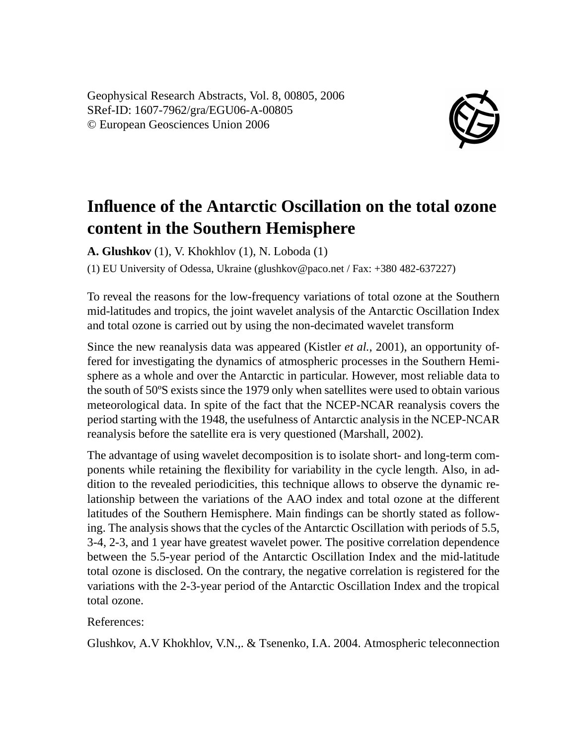Geophysical Research Abstracts, Vol. 8, 00805, 2006
SRef-ID: 1607-7962/gra/EGU06-A-00805
© European Geosciences Union 2006

# Influence of the Antarctic Oscillation on the total ozone content in the Southern Hemisphere

**A. Glushkov** (1), V. Khokhlov (1), N. Loboda (1)

(1) EU University of Odessa, Ukraine (glushkov@paco.net / Fax: +380 482-637227)

To reveal the reasons for the low-frequency variations of total ozone at the Southern mid-latitudes and tropics, the joint wavelet analysis of the Antarctic Oscillation Index and total ozone is carried out by using the non-decimated wavelet transform

Since the new reanalysis data was appeared (Kistler *et al.*, 2001), an opportunity offered for investigating the dynamics of atmospheric processes in the Southern Hemisphere as a whole and over the Antarctic in particular. However, most reliable data to the south of 50ºS exists since the 1979 only when satellites were used to obtain various meteorological data. In spite of the fact that the NCEP-NCAR reanalysis covers the period starting with the 1948, the usefulness of Antarctic analysis in the NCEP-NCAR reanalysis before the satellite era is very questioned (Marshall, 2002).

The advantage of using wavelet decomposition is to isolate short- and long-term components while retaining the flexibility for variability in the cycle length. Also, in addition to the revealed periodicities, this technique allows to observe the dynamic relationship between the variations of the AAO index and total ozone at the different latitudes of the Southern Hemisphere. Main findings can be shortly stated as following. The analysis shows that the cycles of the Antarctic Oscillation with periods of 5.5, 3-4, 2-3, and 1 year have greatest wavelet power. The positive correlation dependence between the 5.5-year period of the Antarctic Oscillation Index and the mid-latitude total ozone is disclosed. On the contrary, the negative correlation is registered for the variations with the 2-3-year period of the Antarctic Oscillation Index and the tropical total ozone.

References:

Glushkov, A.V Khokhlov, V.N.,. & Tsenenko, I.A. 2004. Atmospheric teleconnection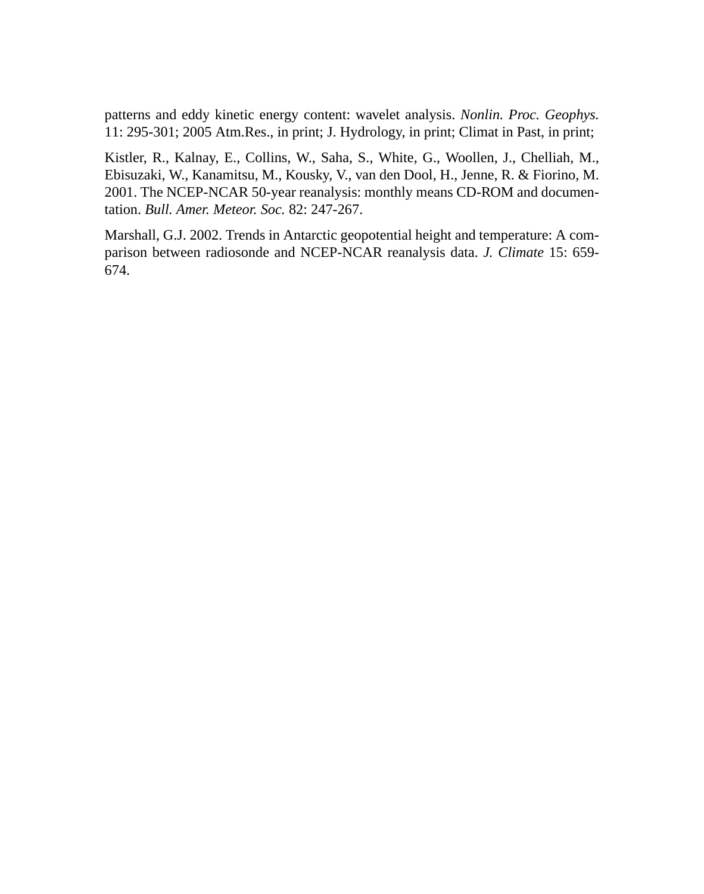patterns and eddy kinetic energy content: wavelet analysis. *Nonlin. Proc. Geophys.* 11: 295-301; 2005 Atm.Res., in print; J. Hydrology, in print; Climat in Past, in print;

Kistler, R., Kalnay, E., Collins, W., Saha, S., White, G., Woollen, J., Chelliah, M., Ebisuzaki, W., Kanamitsu, M., Kousky, V., van den Dool, H., Jenne, R. & Fiorino, M. 2001. The NCEP-NCAR 50-year reanalysis: monthly means CD-ROM and documentation. *Bull. Amer. Meteor. Soc.* 82: 247-267.

Marshall, G.J. 2002. Trends in Antarctic geopotential height and temperature: A comparison between radiosonde and NCEP-NCAR reanalysis data. *J. Climate* 15: 659-674.